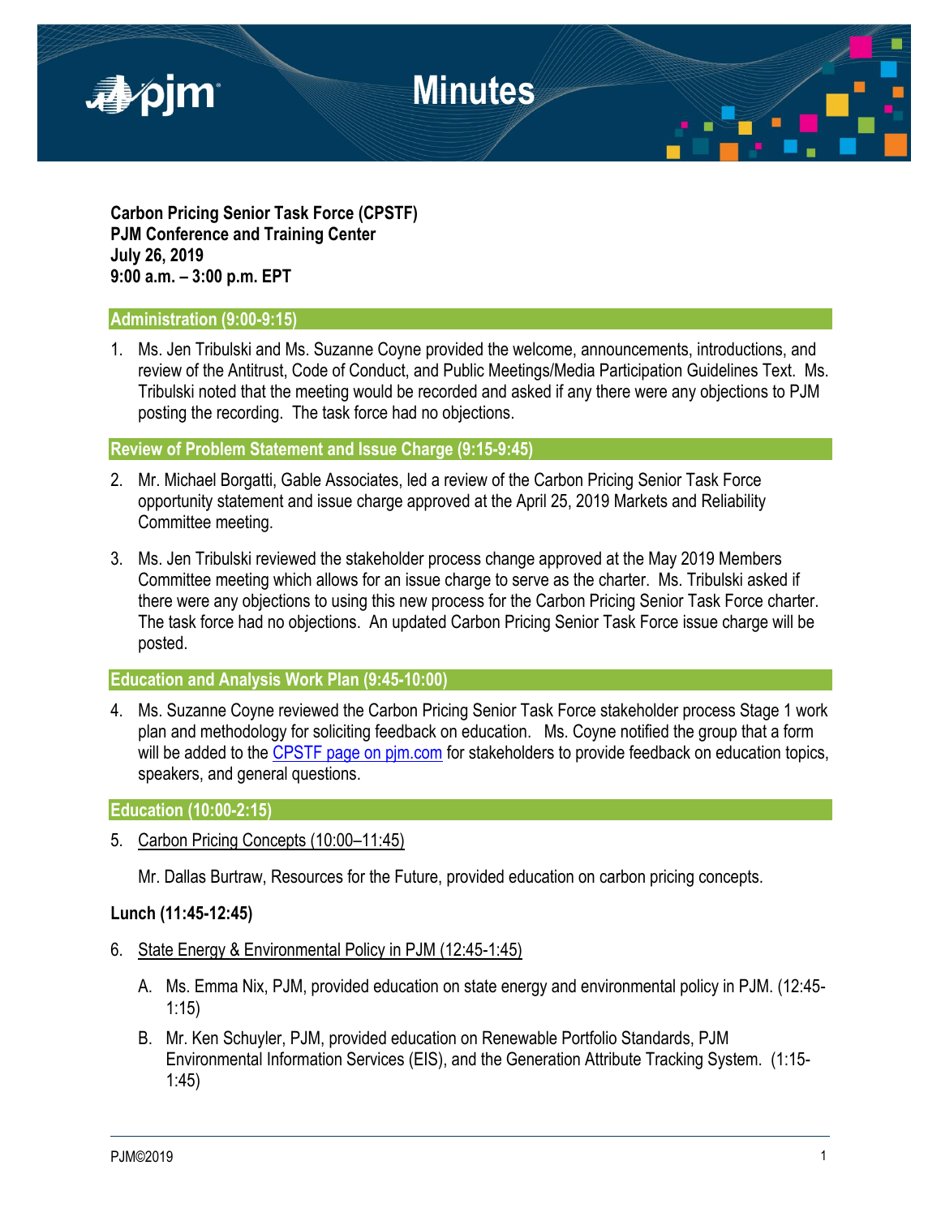# Minutes

**Carbon Pricing Senior Task Force (CPSTF)**
**PJM Conference and Training Center**
**July 26, 2019**
**9:00 a.m. – 3:00 p.m. EPT**

## Administration (9:00-9:15)

1. Ms. Jen Tribulski and Ms. Suzanne Coyne provided the welcome, announcements, introductions, and review of the Antitrust, Code of Conduct, and Public Meetings/Media Participation Guidelines Text. Ms. Tribulski noted that the meeting would be recorded and asked if any there were any objections to PJM posting the recording. The task force had no objections.

## Review of Problem Statement and Issue Charge (9:15-9:45)

2. Mr. Michael Borgatti, Gable Associates, led a review of the Carbon Pricing Senior Task Force opportunity statement and issue charge approved at the April 25, 2019 Markets and Reliability Committee meeting.

3. Ms. Jen Tribulski reviewed the stakeholder process change approved at the May 2019 Members Committee meeting which allows for an issue charge to serve as the charter. Ms. Tribulski asked if there were any objections to using this new process for the Carbon Pricing Senior Task Force charter. The task force had no objections. An updated Carbon Pricing Senior Task Force issue charge will be posted.

## Education and Analysis Work Plan (9:45-10:00)

4. Ms. Suzanne Coyne reviewed the Carbon Pricing Senior Task Force stakeholder process Stage 1 work plan and methodology for soliciting feedback on education. Ms. Coyne notified the group that a form will be added to the CPSTF page on pjm.com for stakeholders to provide feedback on education topics, speakers, and general questions.

## Education (10:00-2:15)

5. Carbon Pricing Concepts (10:00–11:45)

   Mr. Dallas Burtraw, Resources for the Future, provided education on carbon pricing concepts.

**Lunch (11:45-12:45)**

6. State Energy & Environmental Policy in PJM (12:45-1:45)

   A. Ms. Emma Nix, PJM, provided education on state energy and environmental policy in PJM. (12:45-1:15)

   B. Mr. Ken Schuyler, PJM, provided education on Renewable Portfolio Standards, PJM Environmental Information Services (EIS), and the Generation Attribute Tracking System. (1:15-1:45)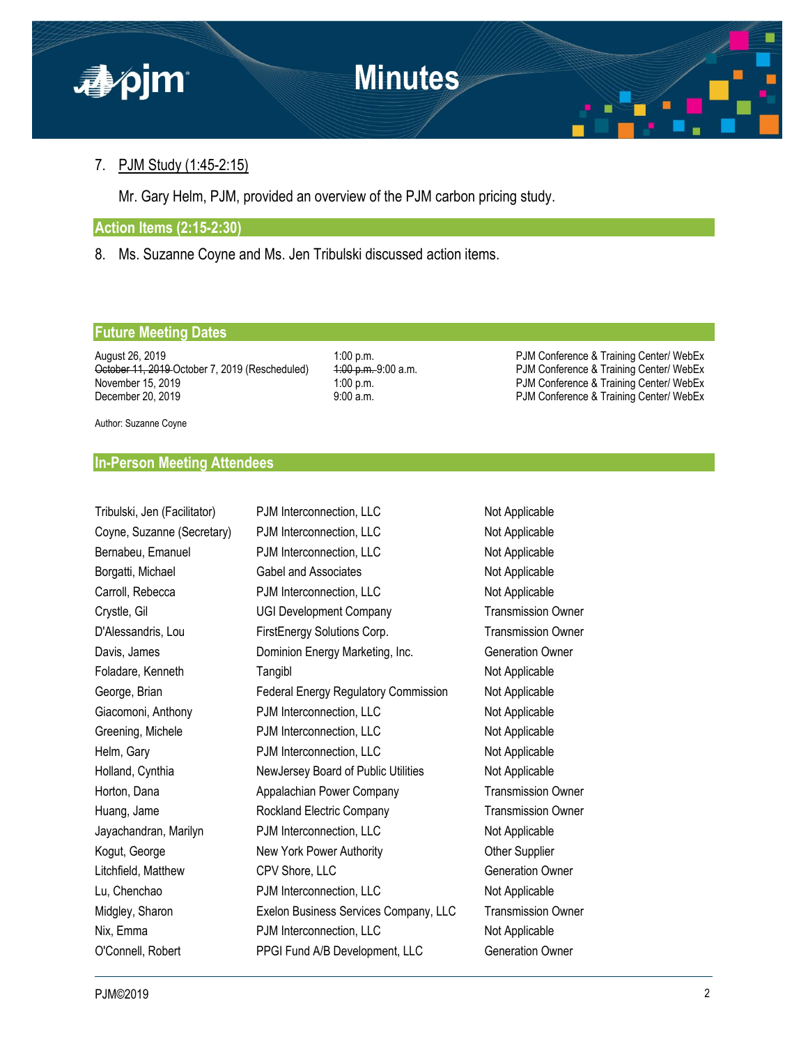7. PJM Study (1:45-2:15)

   Mr. Gary Helm, PJM, provided an overview of the PJM carbon pricing study.

## Action Items (2:15-2:30)

8. Ms. Suzanne Coyne and Ms. Jen Tribulski discussed action items.

## Future Meeting Dates

| | | |
|---|---|---|
| August 26, 2019 | 1:00 p.m. | PJM Conference & Training Center/ WebEx |
| ~~October 11, 2019~~ October 7, 2019 (Rescheduled) | ~~1:00 p.m.~~ 9:00 a.m. | PJM Conference & Training Center/ WebEx |
| November 15, 2019 | 1:00 p.m. | PJM Conference & Training Center/ WebEx |
| December 20, 2019 | 9:00 a.m. | PJM Conference & Training Center/ WebEx |

Author: Suzanne Coyne

## In-Person Meeting Attendees

| | | |
|---|---|---|
| Tribulski, Jen (Facilitator) | PJM Interconnection, LLC | Not Applicable |
| Coyne, Suzanne (Secretary) | PJM Interconnection, LLC | Not Applicable |
| Bernabeu, Emanuel | PJM Interconnection, LLC | Not Applicable |
| Borgatti, Michael | Gabel and Associates | Not Applicable |
| Carroll, Rebecca | PJM Interconnection, LLC | Not Applicable |
| Crystle, Gil | UGI Development Company | Transmission Owner |
| D'Alessandris, Lou | FirstEnergy Solutions Corp. | Transmission Owner |
| Davis, James | Dominion Energy Marketing, Inc. | Generation Owner |
| Foladare, Kenneth | Tangibl | Not Applicable |
| George, Brian | Federal Energy Regulatory Commission | Not Applicable |
| Giacomoni, Anthony | PJM Interconnection, LLC | Not Applicable |
| Greening, Michele | PJM Interconnection, LLC | Not Applicable |
| Helm, Gary | PJM Interconnection, LLC | Not Applicable |
| Holland, Cynthia | NewJersey Board of Public Utilities | Not Applicable |
| Horton, Dana | Appalachian Power Company | Transmission Owner |
| Huang, Jame | Rockland Electric Company | Transmission Owner |
| Jayachandran, Marilyn | PJM Interconnection, LLC | Not Applicable |
| Kogut, George | New York Power Authority | Other Supplier |
| Litchfield, Matthew | CPV Shore, LLC | Generation Owner |
| Lu, Chenchao | PJM Interconnection, LLC | Not Applicable |
| Midgley, Sharon | Exelon Business Services Company, LLC | Transmission Owner |
| Nix, Emma | PJM Interconnection, LLC | Not Applicable |
| O'Connell, Robert | PPGI Fund A/B Development, LLC | Generation Owner |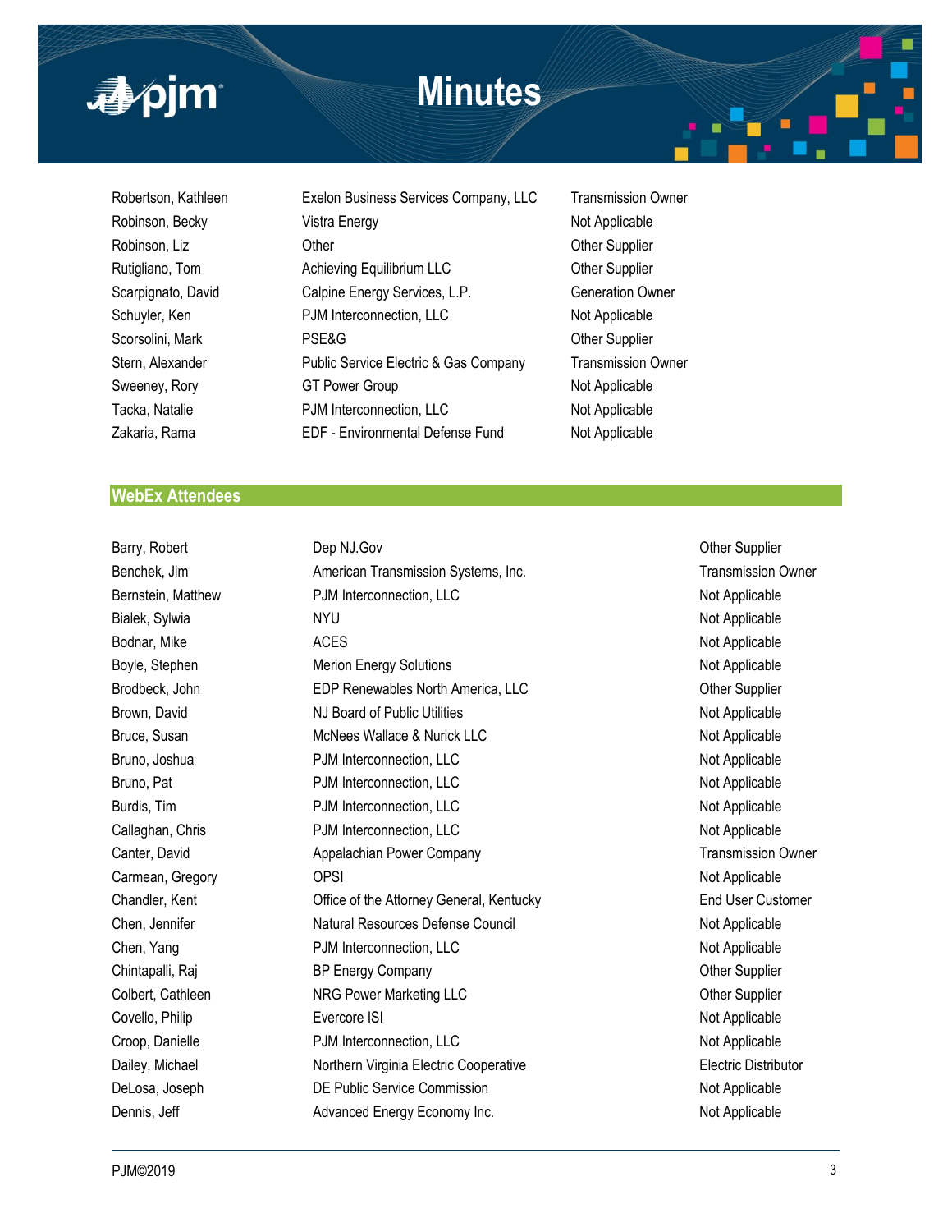| | | |
|---|---|---|
| Robertson, Kathleen | Exelon Business Services Company, LLC | Transmission Owner |
| Robinson, Becky | Vistra Energy | Not Applicable |
| Robinson, Liz | Other | Other Supplier |
| Rutigliano, Tom | Achieving Equilibrium LLC | Other Supplier |
| Scarpignato, David | Calpine Energy Services, L.P. | Generation Owner |
| Schuyler, Ken | PJM Interconnection, LLC | Not Applicable |
| Scorsolini, Mark | PSE&G | Other Supplier |
| Stern, Alexander | Public Service Electric & Gas Company | Transmission Owner |
| Sweeney, Rory | GT Power Group | Not Applicable |
| Tacka, Natalie | PJM Interconnection, LLC | Not Applicable |
| Zakaria, Rama | EDF - Environmental Defense Fund | Not Applicable |

## WebEx Attendees

| | | |
|---|---|---|
| Barry, Robert | Dep NJ.Gov | Other Supplier |
| Benchek, Jim | American Transmission Systems, Inc. | Transmission Owner |
| Bernstein, Matthew | PJM Interconnection, LLC | Not Applicable |
| Bialek, Sylwia | NYU | Not Applicable |
| Bodnar, Mike | ACES | Not Applicable |
| Boyle, Stephen | Merion Energy Solutions | Not Applicable |
| Brodbeck, John | EDP Renewables North America, LLC | Other Supplier |
| Brown, David | NJ Board of Public Utilities | Not Applicable |
| Bruce, Susan | McNees Wallace & Nurick LLC | Not Applicable |
| Bruno, Joshua | PJM Interconnection, LLC | Not Applicable |
| Bruno, Pat | PJM Interconnection, LLC | Not Applicable |
| Burdis, Tim | PJM Interconnection, LLC | Not Applicable |
| Callaghan, Chris | PJM Interconnection, LLC | Not Applicable |
| Canter, David | Appalachian Power Company | Transmission Owner |
| Carmean, Gregory | OPSI | Not Applicable |
| Chandler, Kent | Office of the Attorney General, Kentucky | End User Customer |
| Chen, Jennifer | Natural Resources Defense Council | Not Applicable |
| Chen, Yang | PJM Interconnection, LLC | Not Applicable |
| Chintapalli, Raj | BP Energy Company | Other Supplier |
| Colbert, Cathleen | NRG Power Marketing LLC | Other Supplier |
| Covello, Philip | Evercore ISI | Not Applicable |
| Croop, Danielle | PJM Interconnection, LLC | Not Applicable |
| Dailey, Michael | Northern Virginia Electric Cooperative | Electric Distributor |
| DeLosa, Joseph | DE Public Service Commission | Not Applicable |
| Dennis, Jeff | Advanced Energy Economy Inc. | Not Applicable |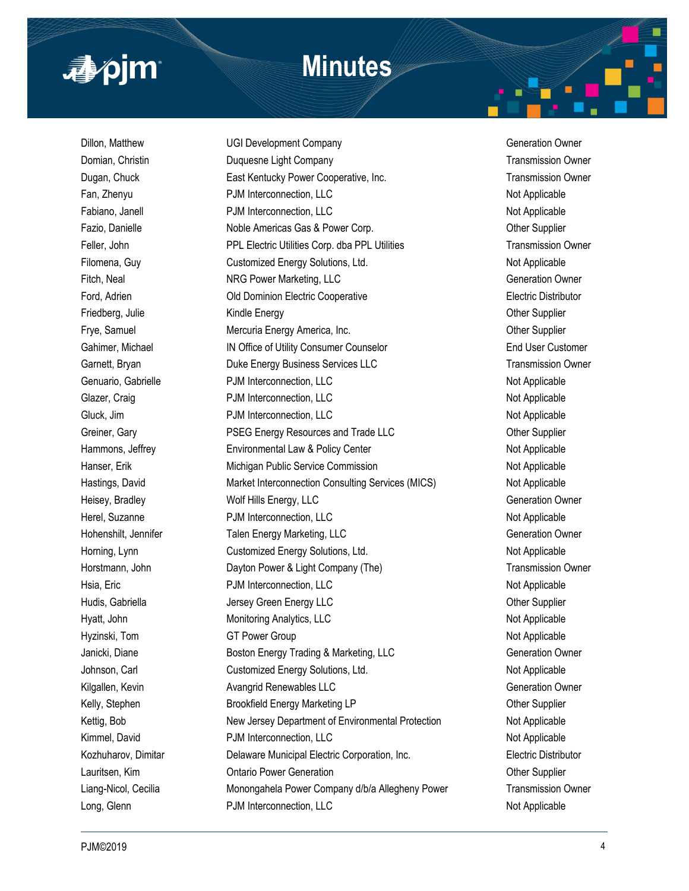| | | |
|---|---|---|
| Dillon, Matthew | UGI Development Company | Generation Owner |
| Domian, Christin | Duquesne Light Company | Transmission Owner |
| Dugan, Chuck | East Kentucky Power Cooperative, Inc. | Transmission Owner |
| Fan, Zhenyu | PJM Interconnection, LLC | Not Applicable |
| Fabiano, Janell | PJM Interconnection, LLC | Not Applicable |
| Fazio, Danielle | Noble Americas Gas & Power Corp. | Other Supplier |
| Feller, John | PPL Electric Utilities Corp. dba PPL Utilities | Transmission Owner |
| Filomena, Guy | Customized Energy Solutions, Ltd. | Not Applicable |
| Fitch, Neal | NRG Power Marketing, LLC | Generation Owner |
| Ford, Adrien | Old Dominion Electric Cooperative | Electric Distributor |
| Friedberg, Julie | Kindle Energy | Other Supplier |
| Frye, Samuel | Mercuria Energy America, Inc. | Other Supplier |
| Gahimer, Michael | IN Office of Utility Consumer Counselor | End User Customer |
| Garnett, Bryan | Duke Energy Business Services LLC | Transmission Owner |
| Genuario, Gabrielle | PJM Interconnection, LLC | Not Applicable |
| Glazer, Craig | PJM Interconnection, LLC | Not Applicable |
| Gluck, Jim | PJM Interconnection, LLC | Not Applicable |
| Greiner, Gary | PSEG Energy Resources and Trade LLC | Other Supplier |
| Hammons, Jeffrey | Environmental Law & Policy Center | Not Applicable |
| Hanser, Erik | Michigan Public Service Commission | Not Applicable |
| Hastings, David | Market Interconnection Consulting Services (MICS) | Not Applicable |
| Heisey, Bradley | Wolf Hills Energy, LLC | Generation Owner |
| Herel, Suzanne | PJM Interconnection, LLC | Not Applicable |
| Hohenshilt, Jennifer | Talen Energy Marketing, LLC | Generation Owner |
| Horning, Lynn | Customized Energy Solutions, Ltd. | Not Applicable |
| Horstmann, John | Dayton Power & Light Company (The) | Transmission Owner |
| Hsia, Eric | PJM Interconnection, LLC | Not Applicable |
| Hudis, Gabriella | Jersey Green Energy LLC | Other Supplier |
| Hyatt, John | Monitoring Analytics, LLC | Not Applicable |
| Hyzinski, Tom | GT Power Group | Not Applicable |
| Janicki, Diane | Boston Energy Trading & Marketing, LLC | Generation Owner |
| Johnson, Carl | Customized Energy Solutions, Ltd. | Not Applicable |
| Kilgallen, Kevin | Avangrid Renewables LLC | Generation Owner |
| Kelly, Stephen | Brookfield Energy Marketing LP | Other Supplier |
| Kettig, Bob | New Jersey Department of Environmental Protection | Not Applicable |
| Kimmel, David | PJM Interconnection, LLC | Not Applicable |
| Kozhuharov, Dimitar | Delaware Municipal Electric Corporation, Inc. | Electric Distributor |
| Lauritsen, Kim | Ontario Power Generation | Other Supplier |
| Liang-Nicol, Cecilia | Monongahela Power Company d/b/a Allegheny Power | Transmission Owner |
| Long, Glenn | PJM Interconnection, LLC | Not Applicable |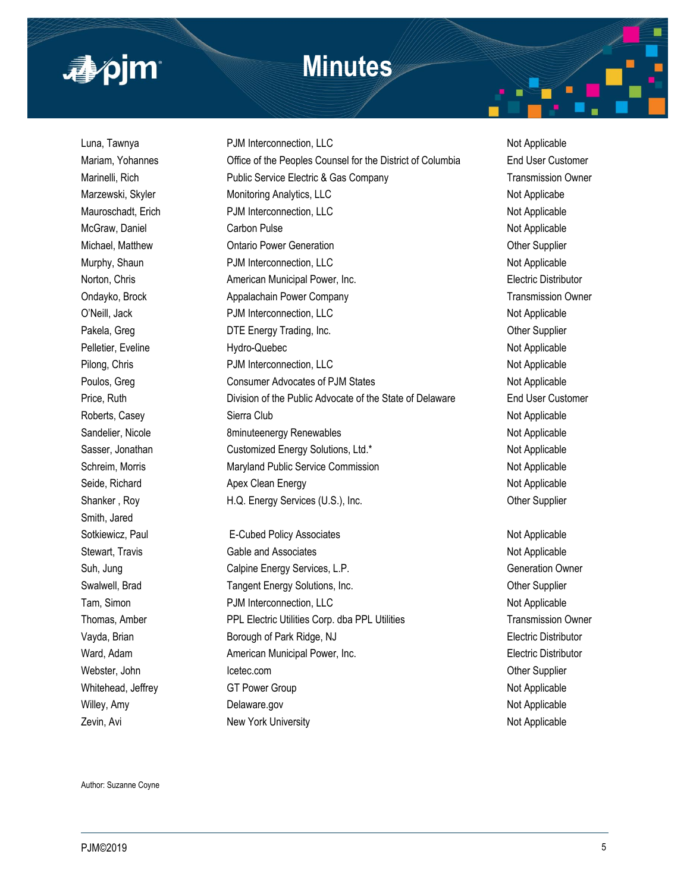| | | |
|---|---|---|
| Luna, Tawnya | PJM Interconnection, LLC | Not Applicable |
| Mariam, Yohannes | Office of the Peoples Counsel for the District of Columbia | End User Customer |
| Marinelli, Rich | Public Service Electric & Gas Company | Transmission Owner |
| Marzewski, Skyler | Monitoring Analytics, LLC | Not Applicabe |
| Mauroschadt, Erich | PJM Interconnection, LLC | Not Applicable |
| McGraw, Daniel | Carbon Pulse | Not Applicable |
| Michael, Matthew | Ontario Power Generation | Other Supplier |
| Murphy, Shaun | PJM Interconnection, LLC | Not Applicable |
| Norton, Chris | American Municipal Power, Inc. | Electric Distributor |
| Ondayko, Brock | Appalachain Power Company | Transmission Owner |
| O'Neill, Jack | PJM Interconnection, LLC | Not Applicable |
| Pakela, Greg | DTE Energy Trading, Inc. | Other Supplier |
| Pelletier, Eveline | Hydro-Quebec | Not Applicable |
| Pilong, Chris | PJM Interconnection, LLC | Not Applicable |
| Poulos, Greg | Consumer Advocates of PJM States | Not Applicable |
| Price, Ruth | Division of the Public Advocate of the State of Delaware | End User Customer |
| Roberts, Casey | Sierra Club | Not Applicable |
| Sandelier, Nicole | 8minuteenergy Renewables | Not Applicable |
| Sasser, Jonathan | Customized Energy Solutions, Ltd.* | Not Applicable |
| Schreim, Morris | Maryland Public Service Commission | Not Applicable |
| Seide, Richard | Apex Clean Energy | Not Applicable |
| Shanker , Roy | H.Q. Energy Services (U.S.), Inc. | Other Supplier |
| Smith, Jared | | |
| Sotkiewicz, Paul | E-Cubed Policy Associates | Not Applicable |
| Stewart, Travis | Gable and Associates | Not Applicable |
| Suh, Jung | Calpine Energy Services, L.P. | Generation Owner |
| Swalwell, Brad | Tangent Energy Solutions, Inc. | Other Supplier |
| Tam, Simon | PJM Interconnection, LLC | Not Applicable |
| Thomas, Amber | PPL Electric Utilities Corp. dba PPL Utilities | Transmission Owner |
| Vayda, Brian | Borough of Park Ridge, NJ | Electric Distributor |
| Ward, Adam | American Municipal Power, Inc. | Electric Distributor |
| Webster, John | Icetec.com | Other Supplier |
| Whitehead, Jeffrey | GT Power Group | Not Applicable |
| Willey, Amy | Delaware.gov | Not Applicable |
| Zevin, Avi | New York University | Not Applicable |

Author: Suzanne Coyne